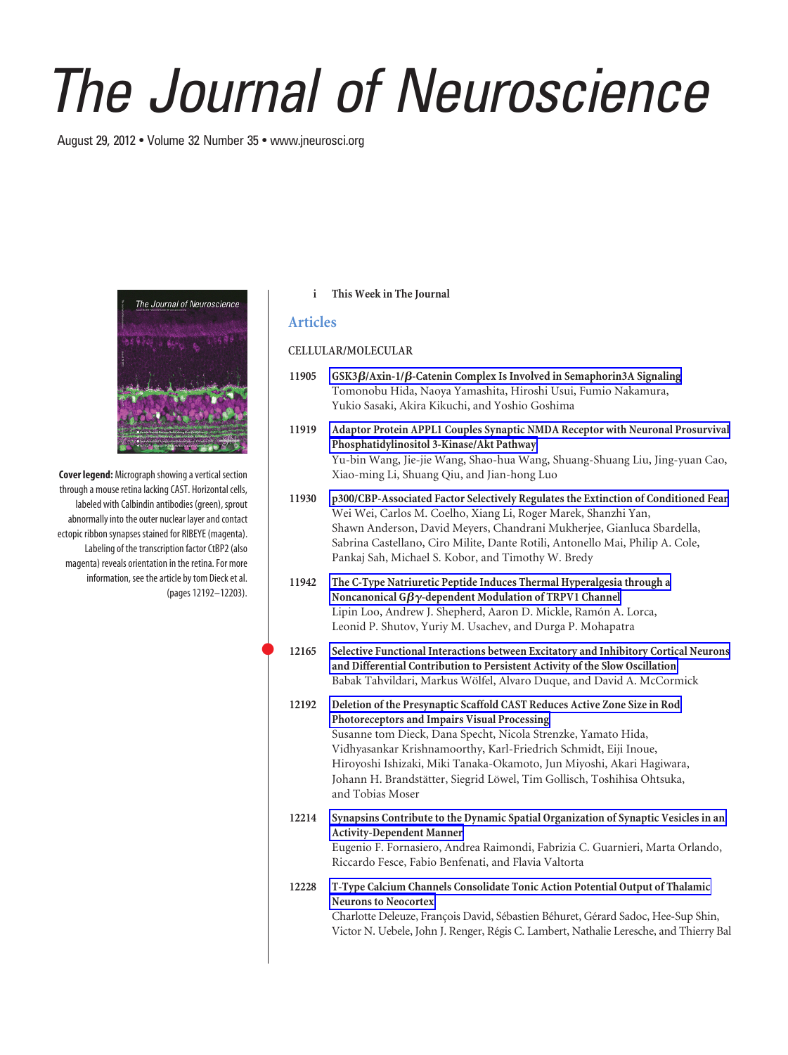# The Journal of Neuroscience

August 29, 2012 • Volume 32 Number 35 • www.jneurosci.org

**Cover legend:** Micrograph showing a vertical section through a mouse retina lacking CAST. Horizontal cells, labeled with Calbindin antibodies (green), sprout abnormally into the outer nuclear layer and contact ectopic ribbon synapses stained for RIBEYE (magenta). Labeling of the transcription factor CtBP2 (also magenta) reveals orientation in the retina. For more information, see the article by tom Dieck et al. (pages 12192–12203).

i **This Week in The Journal**

## Articles

### CELLULAR/MOLECULAR

11905 **GSK3β/Axin-1/β-Catenin Complex Is Involved in Semaphorin3A Signaling**
Tomonobu Hida, Naoya Yamashita, Hiroshi Usui, Fumio Nakamura, Yukio Sasaki, Akira Kikuchi, and Yoshio Goshima

11919 **Adaptor Protein APPL1 Couples Synaptic NMDA Receptor with Neuronal Prosurvival Phosphatidylinositol 3-Kinase/Akt Pathway**
Yu-bin Wang, Jie-jie Wang, Shao-hua Wang, Shuang-Shuang Liu, Jing-yuan Cao, Xiao-ming Li, Shuang Qiu, and Jian-hong Luo

11930 **p300/CBP-Associated Factor Selectively Regulates the Extinction of Conditioned Fear**
Wei Wei, Carlos M. Coelho, Xiang Li, Roger Marek, Shanzhi Yan, Shawn Anderson, David Meyers, Chandrani Mukherjee, Gianluca Sbardella, Sabrina Castellano, Ciro Milite, Dante Rotili, Antonello Mai, Philip A. Cole, Pankaj Sah, Michael S. Kobor, and Timothy W. Bredy

11942 **The C-Type Natriuretic Peptide Induces Thermal Hyperalgesia through a Noncanonical Gβγ-dependent Modulation of TRPV1 Channel**
Lipin Loo, Andrew J. Shepherd, Aaron D. Mickle, Ramón A. Lorca, Leonid P. Shutov, Yuriy M. Usachev, and Durga P. Mohapatra

12165 **Selective Functional Interactions between Excitatory and Inhibitory Cortical Neurons and Differential Contribution to Persistent Activity of the Slow Oscillation**
Babak Tahvildari, Markus Wölfel, Alvaro Duque, and David A. McCormick

12192 **Deletion of the Presynaptic Scaffold CAST Reduces Active Zone Size in Rod Photoreceptors and Impairs Visual Processing**
Susanne tom Dieck, Dana Specht, Nicola Strenzke, Yamato Hida, Vidhyasankar Krishnamoorthy, Karl-Friedrich Schmidt, Eiji Inoue, Hiroyoshi Ishizaki, Miki Tanaka-Okamoto, Jun Miyoshi, Akari Hagiwara, Johann H. Brandstätter, Siegrid Löwel, Tim Gollisch, Toshihisa Ohtsuka, and Tobias Moser

12214 **Synapsins Contribute to the Dynamic Spatial Organization of Synaptic Vesicles in an Activity-Dependent Manner**
Eugenio F. Fornasiero, Andrea Raimondi, Fabrizia C. Guarnieri, Marta Orlando, Riccardo Fesce, Fabio Benfenati, and Flavia Valtorta

12228 **T-Type Calcium Channels Consolidate Tonic Action Potential Output of Thalamic Neurons to Neocortex**
Charlotte Deleuze, François David, Sébastien Béhuret, Gérard Sadoc, Hee-Sup Shin, Victor N. Uebele, John J. Renger, Régis C. Lambert, Nathalie Leresche, and Thierry Bal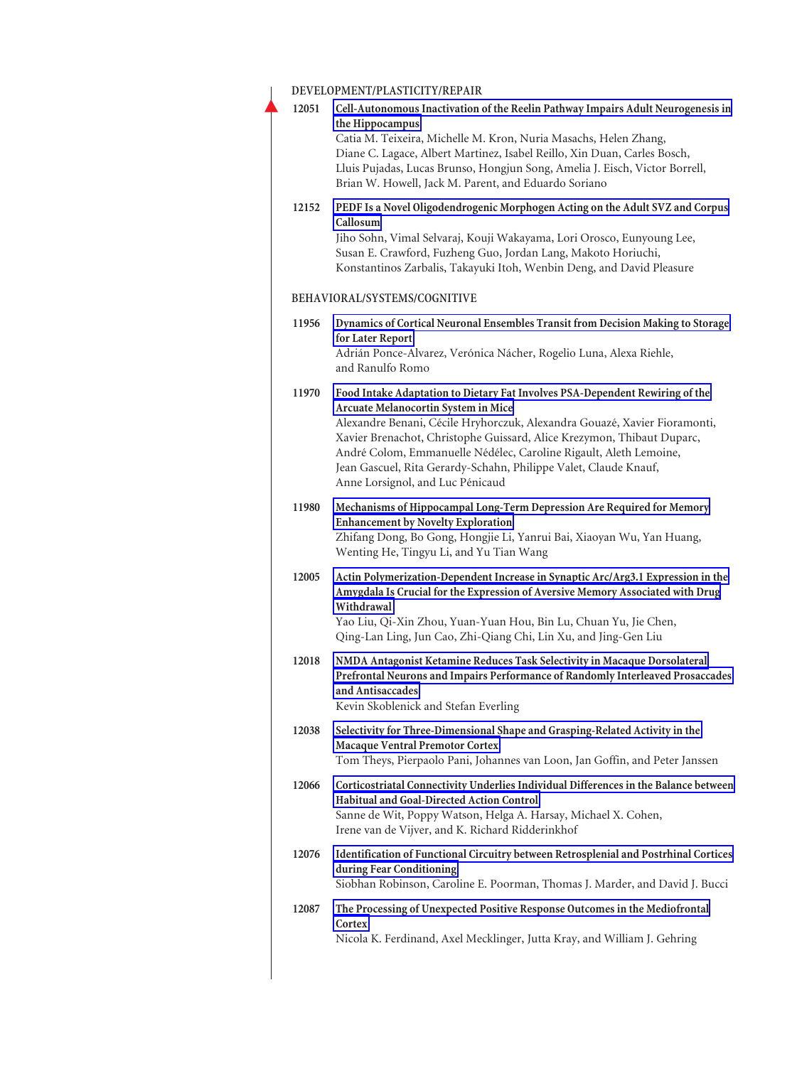## DEVELOPMENT/PLASTICITY/REPAIR

**12051** **Cell-Autonomous Inactivation of the Reelin Pathway Impairs Adult Neurogenesis in the Hippocampus**
Catia M. Teixeira, Michelle M. Kron, Nuria Masachs, Helen Zhang, Diane C. Lagace, Albert Martinez, Isabel Reillo, Xin Duan, Carles Bosch, Lluis Pujadas, Lucas Brunso, Hongjun Song, Amelia J. Eisch, Victor Borrell, Brian W. Howell, Jack M. Parent, and Eduardo Soriano

**12152** **PEDF Is a Novel Oligodendrogenic Morphogen Acting on the Adult SVZ and Corpus Callosum**
Jiho Sohn, Vimal Selvaraj, Kouji Wakayama, Lori Orosco, Eunyoung Lee, Susan E. Crawford, Fuzheng Guo, Jordan Lang, Makoto Horiuchi, Konstantinos Zarbalis, Takayuki Itoh, Wenbin Deng, and David Pleasure

## BEHAVIORAL/SYSTEMS/COGNITIVE

**11956** **Dynamics of Cortical Neuronal Ensembles Transit from Decision Making to Storage for Later Report**
Adrián Ponce-Alvarez, Verónica Nácher, Rogelio Luna, Alexa Riehle, and Ranulfo Romo

**11970** **Food Intake Adaptation to Dietary Fat Involves PSA-Dependent Rewiring of the Arcuate Melanocortin System in Mice**
Alexandre Benani, Cécile Hryhorczuk, Alexandra Gouazé, Xavier Fioramonti, Xavier Brenachot, Christophe Guissard, Alice Krezymon, Thibaut Duparc, André Colom, Emmanuelle Nédélec, Caroline Rigault, Aleth Lemoine, Jean Gascuel, Rita Gerardy-Schahn, Philippe Valet, Claude Knauf, Anne Lorsignol, and Luc Pénicaud

**11980** **Mechanisms of Hippocampal Long-Term Depression Are Required for Memory Enhancement by Novelty Exploration**
Zhifang Dong, Bo Gong, Hongjie Li, Yanrui Bai, Xiaoyan Wu, Yan Huang, Wenting He, Tingyu Li, and Yu Tian Wang

**12005** **Actin Polymerization-Dependent Increase in Synaptic Arc/Arg3.1 Expression in the Amygdala Is Crucial for the Expression of Aversive Memory Associated with Drug Withdrawal**
Yao Liu, Qi-Xin Zhou, Yuan-Yuan Hou, Bin Lu, Chuan Yu, Jie Chen, Qing-Lan Ling, Jun Cao, Zhi-Qiang Chi, Lin Xu, and Jing-Gen Liu

**12018** **NMDA Antagonist Ketamine Reduces Task Selectivity in Macaque Dorsolateral Prefrontal Neurons and Impairs Performance of Randomly Interleaved Prosaccades and Antisaccades**
Kevin Skoblenick and Stefan Everling

**12038** **Selectivity for Three-Dimensional Shape and Grasping-Related Activity in the Macaque Ventral Premotor Cortex**
Tom Theys, Pierpaolo Pani, Johannes van Loon, Jan Goffin, and Peter Janssen

**12066** **Corticostriatal Connectivity Underlies Individual Differences in the Balance between Habitual and Goal-Directed Action Control**
Sanne de Wit, Poppy Watson, Helga A. Harsay, Michael X. Cohen, Irene van de Vijver, and K. Richard Ridderinkhof

**12076** **Identification of Functional Circuitry between Retrosplenial and Postrhinal Cortices during Fear Conditioning**
Siobhan Robinson, Caroline E. Poorman, Thomas J. Marder, and David J. Bucci

**12087** **The Processing of Unexpected Positive Response Outcomes in the Mediofrontal Cortex**
Nicola K. Ferdinand, Axel Mecklinger, Jutta Kray, and William J. Gehring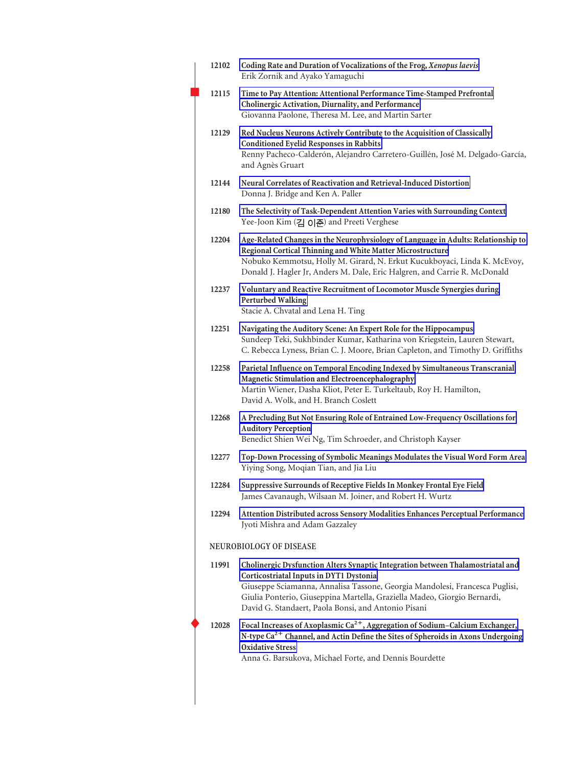12102 **Coding Rate and Duration of Vocalizations of the Frog, *Xenopus laevis***
Erik Zornik and Ayako Yamaguchi

12115 **Time to Pay Attention: Attentional Performance Time-Stamped Prefrontal Cholinergic Activation, Diurnality, and Performance**
Giovanna Paolone, Theresa M. Lee, and Martin Sarter

12129 **Red Nucleus Neurons Actively Contribute to the Acquisition of Classically Conditioned Eyelid Responses in Rabbits**
Renny Pacheco-Calderón, Alejandro Carretero-Guillén, José M. Delgado-García, and Agnès Gruart

12144 **Neural Correlates of Reactivation and Retrieval-Induced Distortion**
Donna J. Bridge and Ken A. Paller

12180 **The Selectivity of Task-Dependent Attention Varies with Surrounding Context**
Yee-Joon Kim (김 이준) and Preeti Verghese

12204 **Age-Related Changes in the Neurophysiology of Language in Adults: Relationship to Regional Cortical Thinning and White Matter Microstructure**
Nobuko Kemmotsu, Holly M. Girard, N. Erkut Kucukboyaci, Linda K. McEvoy, Donald J. Hagler Jr, Anders M. Dale, Eric Halgren, and Carrie R. McDonald

12237 **Voluntary and Reactive Recruitment of Locomotor Muscle Synergies during Perturbed Walking**
Stacie A. Chvatal and Lena H. Ting

12251 **Navigating the Auditory Scene: An Expert Role for the Hippocampus**
Sundeep Teki, Sukhbinder Kumar, Katharina von Kriegstein, Lauren Stewart, C. Rebecca Lyness, Brian C. J. Moore, Brian Capleton, and Timothy D. Griffiths

12258 **Parietal Influence on Temporal Encoding Indexed by Simultaneous Transcranial Magnetic Stimulation and Electroencephalography**
Martin Wiener, Dasha Kliot, Peter E. Turkeltaub, Roy H. Hamilton, David A. Wolk, and H. Branch Coslett

12268 **A Precluding But Not Ensuring Role of Entrained Low-Frequency Oscillations for Auditory Perception**
Benedict Shien Wei Ng, Tim Schroeder, and Christoph Kayser

12277 **Top-Down Processing of Symbolic Meanings Modulates the Visual Word Form Area**
Yiying Song, Moqian Tian, and Jia Liu

12284 **Suppressive Surrounds of Receptive Fields In Monkey Frontal Eye Field**
James Cavanaugh, Wilsaan M. Joiner, and Robert H. Wurtz

12294 **Attention Distributed across Sensory Modalities Enhances Perceptual Performance**
Jyoti Mishra and Adam Gazzaley

## NEUROBIOLOGY OF DISEASE

11991 **Cholinergic Dysfunction Alters Synaptic Integration between Thalamostriatal and Corticostriatal Inputs in DYT1 Dystonia**
Giuseppe Sciamanna, Annalisa Tassone, Georgia Mandolesi, Francesca Puglisi, Giulia Ponterio, Giuseppina Martella, Graziella Madeo, Giorgio Bernardi, David G. Standaert, Paola Bonsi, and Antonio Pisani

12028 **Focal Increases of Axoplasmic $Ca^{2+}$, Aggregation of Sodium–Calcium Exchanger, N-type $Ca^{2+}$ Channel, and Actin Define the Sites of Spheroids in Axons Undergoing Oxidative Stress**
Anna G. Barsukova, Michael Forte, and Dennis Bourdette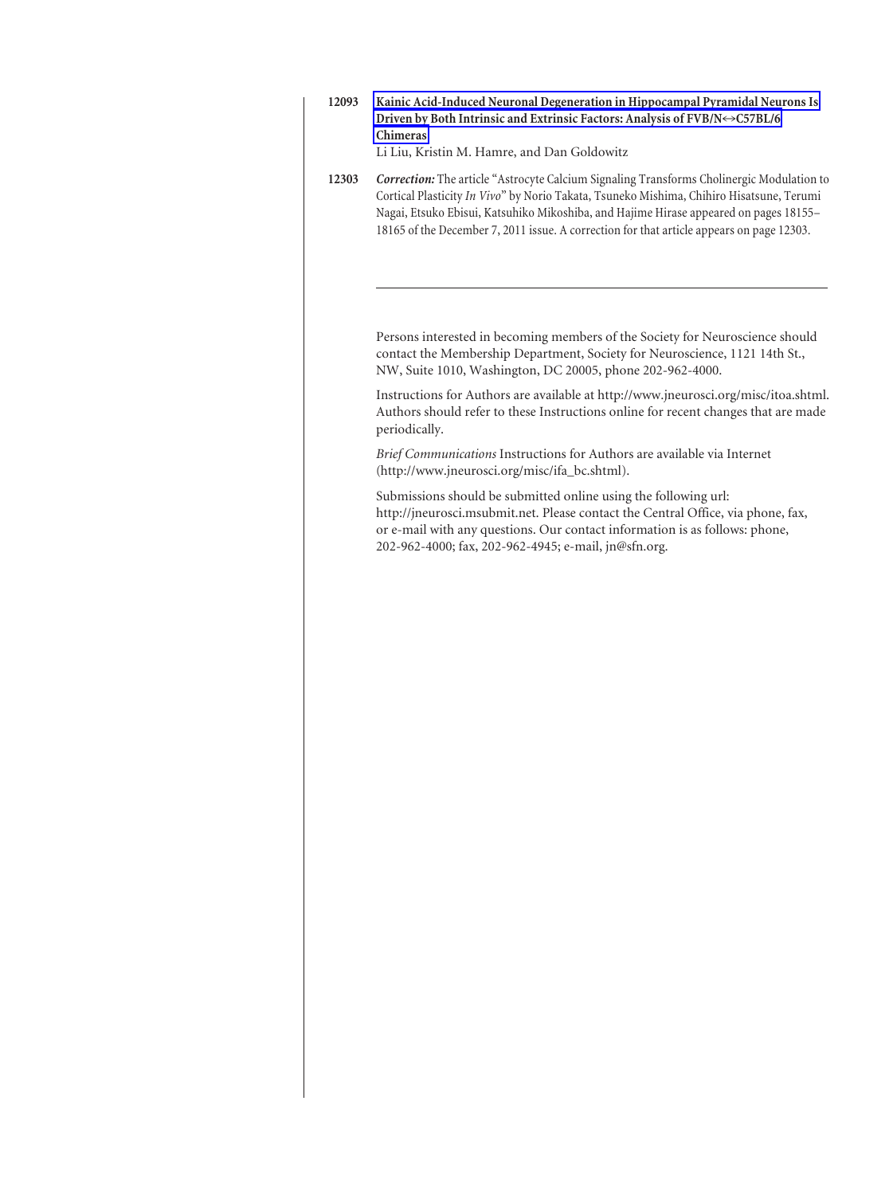12093 **Kainic Acid-Induced Neuronal Degeneration in Hippocampal Pyramidal Neurons Is Driven by Both Intrinsic and Extrinsic Factors: Analysis of FVB/N↔C57BL/6 Chimeras**
Li Liu, Kristin M. Hamre, and Dan Goldowitz

12303 ***Correction:*** The article "Astrocyte Calcium Signaling Transforms Cholinergic Modulation to Cortical Plasticity *In Vivo*" by Norio Takata, Tsuneko Mishima, Chihiro Hisatsune, Terumi Nagai, Etsuko Ebisui, Katsuhiko Mikoshiba, and Hajime Hirase appeared on pages 18155–18165 of the December 7, 2011 issue. A correction for that article appears on page 12303.

---

Persons interested in becoming members of the Society for Neuroscience should contact the Membership Department, Society for Neuroscience, 1121 14th St., NW, Suite 1010, Washington, DC 20005, phone 202-962-4000.

Instructions for Authors are available at http://www.jneurosci.org/misc/itoa.shtml. Authors should refer to these Instructions online for recent changes that are made periodically.

*Brief Communications* Instructions for Authors are available via Internet (http://www.jneurosci.org/misc/ifa_bc.shtml).

Submissions should be submitted online using the following url: http://jneurosci.msubmit.net. Please contact the Central Office, via phone, fax, or e-mail with any questions. Our contact information is as follows: phone, 202-962-4000; fax, 202-962-4945; e-mail, jn@sfn.org.